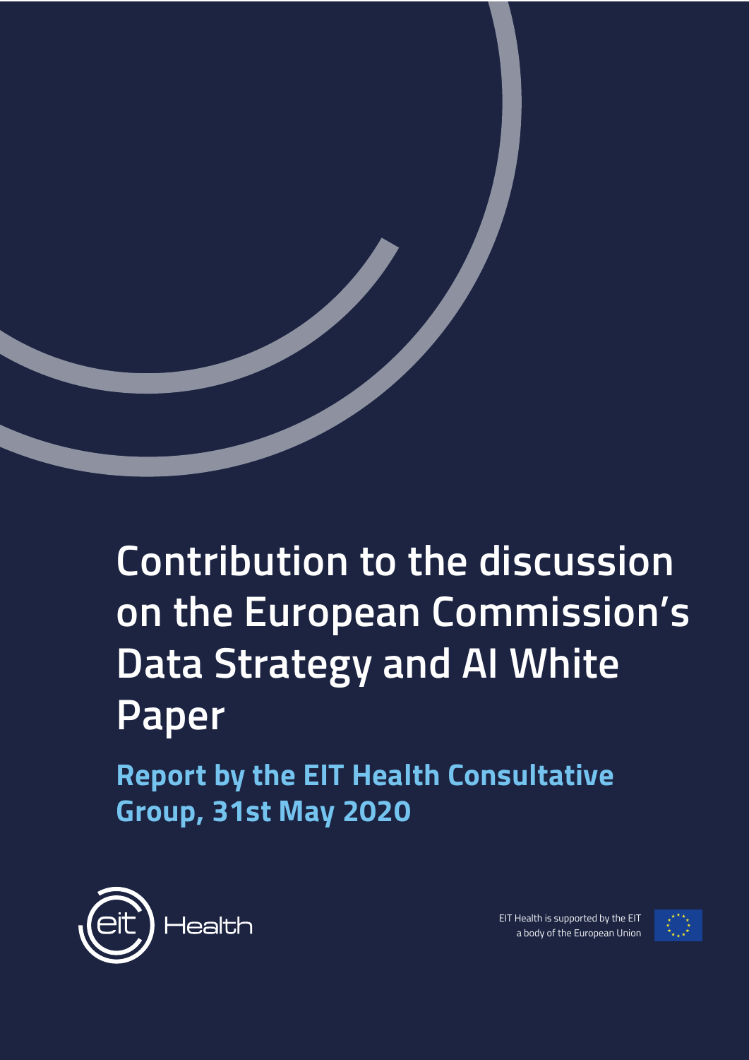# Contribution to the discussion on the European Commission's Data Strategy and AI White Paper

## Report by the EIT Health Consultative Group, 31st May 2020

EIT Health

EIT Health is supported by the EIT
a body of the European Union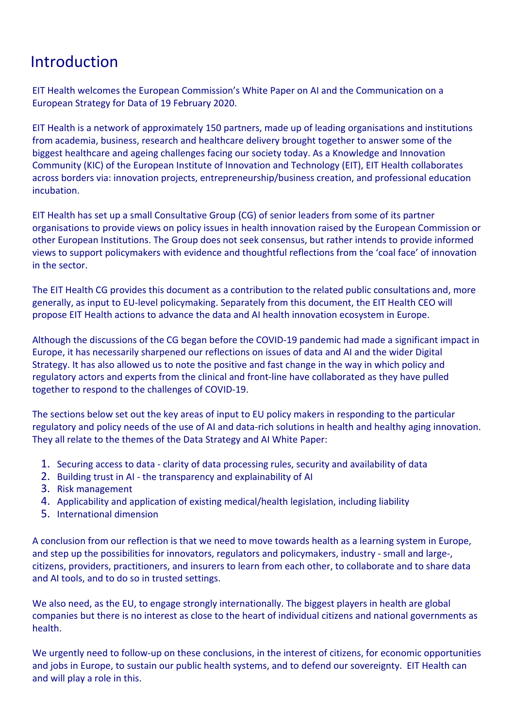# Introduction

EIT Health welcomes the European Commission's White Paper on AI and the Communication on a European Strategy for Data of 19 February 2020.

EIT Health is a network of approximately 150 partners, made up of leading organisations and institutions from academia, business, research and healthcare delivery brought together to answer some of the biggest healthcare and ageing challenges facing our society today. As a Knowledge and Innovation Community (KIC) of the European Institute of Innovation and Technology (EIT), EIT Health collaborates across borders via: innovation projects, entrepreneurship/business creation, and professional education incubation.

EIT Health has set up a small Consultative Group (CG) of senior leaders from some of its partner organisations to provide views on policy issues in health innovation raised by the European Commission or other European Institutions. The Group does not seek consensus, but rather intends to provide informed views to support policymakers with evidence and thoughtful reflections from the 'coal face' of innovation in the sector.

The EIT Health CG provides this document as a contribution to the related public consultations and, more generally, as input to EU-level policymaking. Separately from this document, the EIT Health CEO will propose EIT Health actions to advance the data and AI health innovation ecosystem in Europe.

Although the discussions of the CG began before the COVID-19 pandemic had made a significant impact in Europe, it has necessarily sharpened our reflections on issues of data and AI and the wider Digital Strategy. It has also allowed us to note the positive and fast change in the way in which policy and regulatory actors and experts from the clinical and front-line have collaborated as they have pulled together to respond to the challenges of COVID-19.

The sections below set out the key areas of input to EU policy makers in responding to the particular regulatory and policy needs of the use of AI and data-rich solutions in health and healthy aging innovation. They all relate to the themes of the Data Strategy and AI White Paper:

1. Securing access to data - clarity of data processing rules, security and availability of data
2. Building trust in AI - the transparency and explainability of AI
3. Risk management
4. Applicability and application of existing medical/health legislation, including liability
5. International dimension

A conclusion from our reflection is that we need to move towards health as a learning system in Europe, and step up the possibilities for innovators, regulators and policymakers, industry - small and large-, citizens, providers, practitioners, and insurers to learn from each other, to collaborate and to share data and AI tools, and to do so in trusted settings.

We also need, as the EU, to engage strongly internationally. The biggest players in health are global companies but there is no interest as close to the heart of individual citizens and national governments as health.

We urgently need to follow-up on these conclusions, in the interest of citizens, for economic opportunities and jobs in Europe, to sustain our public health systems, and to defend our sovereignty. EIT Health can and will play a role in this.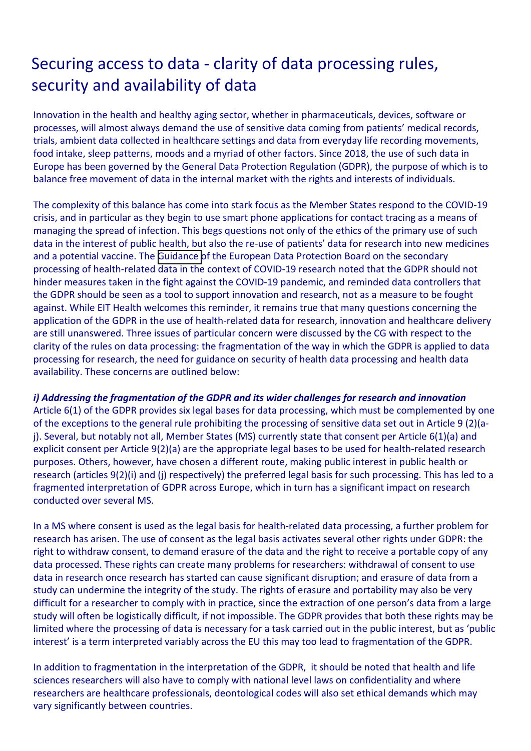# Securing access to data - clarity of data processing rules, security and availability of data

Innovation in the health and healthy aging sector, whether in pharmaceuticals, devices, software or processes, will almost always demand the use of sensitive data coming from patients' medical records, trials, ambient data collected in healthcare settings and data from everyday life recording movements, food intake, sleep patterns, moods and a myriad of other factors. Since 2018, the use of such data in Europe has been governed by the General Data Protection Regulation (GDPR), the purpose of which is to balance free movement of data in the internal market with the rights and interests of individuals.

The complexity of this balance has come into stark focus as the Member States respond to the COVID-19 crisis, and in particular as they begin to use smart phone applications for contact tracing as a means of managing the spread of infection. This begs questions not only of the ethics of the primary use of such data in the interest of public health, but also the re-use of patients' data for research into new medicines and a potential vaccine. The Guidance of the European Data Protection Board on the secondary processing of health-related data in the context of COVID-19 research noted that the GDPR should not hinder measures taken in the fight against the COVID-19 pandemic, and reminded data controllers that the GDPR should be seen as a tool to support innovation and research, not as a measure to be fought against. While EIT Health welcomes this reminder, it remains true that many questions concerning the application of the GDPR in the use of health-related data for research, innovation and healthcare delivery are still unanswered. Three issues of particular concern were discussed by the CG with respect to the clarity of the rules on data processing: the fragmentation of the way in which the GDPR is applied to data processing for research, the need for guidance on security of health data processing and health data availability. These concerns are outlined below:

***i) Addressing the fragmentation of the GDPR and its wider challenges for research and innovation***

Article 6(1) of the GDPR provides six legal bases for data processing, which must be complemented by one of the exceptions to the general rule prohibiting the processing of sensitive data set out in Article 9 (2)(a-j). Several, but notably not all, Member States (MS) currently state that consent per Article 6(1)(a) and explicit consent per Article 9(2)(a) are the appropriate legal bases to be used for health-related research purposes. Others, however, have chosen a different route, making public interest in public health or research (articles 9(2)(i) and (j) respectively) the preferred legal basis for such processing. This has led to a fragmented interpretation of GDPR across Europe, which in turn has a significant impact on research conducted over several MS.

In a MS where consent is used as the legal basis for health-related data processing, a further problem for research has arisen. The use of consent as the legal basis activates several other rights under GDPR: the right to withdraw consent, to demand erasure of the data and the right to receive a portable copy of any data processed. These rights can create many problems for researchers: withdrawal of consent to use data in research once research has started can cause significant disruption; and erasure of data from a study can undermine the integrity of the study. The rights of erasure and portability may also be very difficult for a researcher to comply with in practice, since the extraction of one person's data from a large study will often be logistically difficult, if not impossible. The GDPR provides that both these rights may be limited where the processing of data is necessary for a task carried out in the public interest, but as 'public interest' is a term interpreted variably across the EU this may too lead to fragmentation of the GDPR.

In addition to fragmentation in the interpretation of the GDPR, it should be noted that health and life sciences researchers will also have to comply with national level laws on confidentiality and where researchers are healthcare professionals, deontological codes will also set ethical demands which may vary significantly between countries.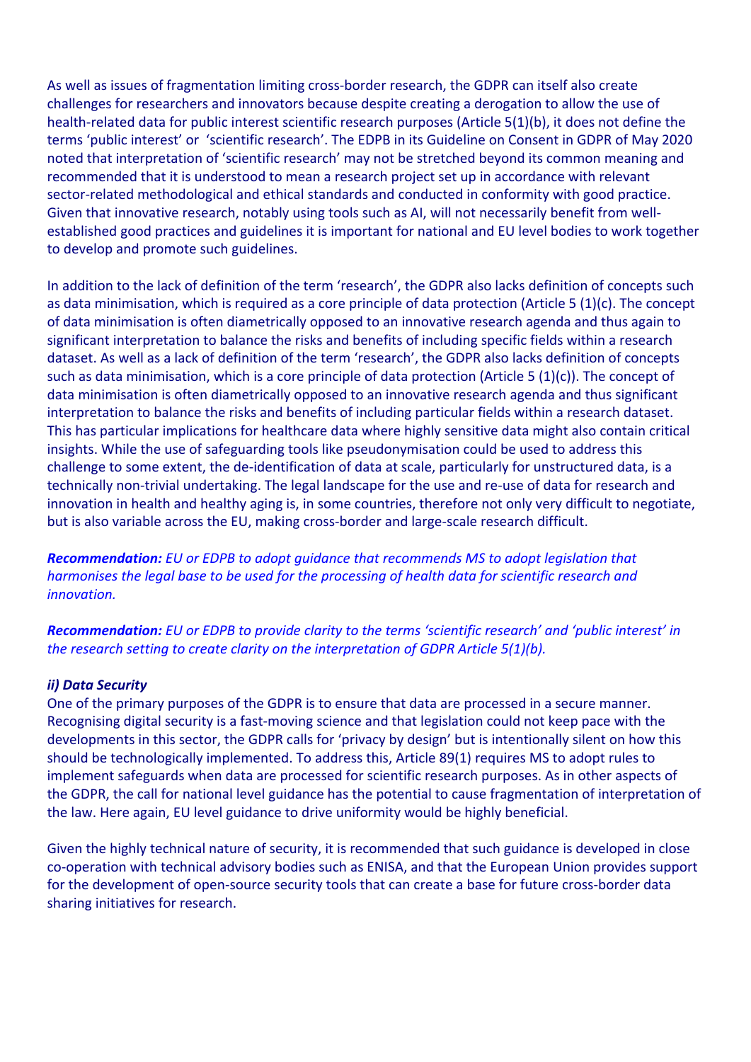As well as issues of fragmentation limiting cross-border research, the GDPR can itself also create challenges for researchers and innovators because despite creating a derogation to allow the use of health-related data for public interest scientific research purposes (Article 5(1)(b), it does not define the terms 'public interest' or 'scientific research'. The EDPB in its Guideline on Consent in GDPR of May 2020 noted that interpretation of 'scientific research' may not be stretched beyond its common meaning and recommended that it is understood to mean a research project set up in accordance with relevant sector-related methodological and ethical standards and conducted in conformity with good practice. Given that innovative research, notably using tools such as AI, will not necessarily benefit from well-established good practices and guidelines it is important for national and EU level bodies to work together to develop and promote such guidelines.

In addition to the lack of definition of the term 'research', the GDPR also lacks definition of concepts such as data minimisation, which is required as a core principle of data protection (Article 5 (1)(c). The concept of data minimisation is often diametrically opposed to an innovative research agenda and thus again to significant interpretation to balance the risks and benefits of including specific fields within a research dataset. As well as a lack of definition of the term 'research', the GDPR also lacks definition of concepts such as data minimisation, which is a core principle of data protection (Article 5 (1)(c)). The concept of data minimisation is often diametrically opposed to an innovative research agenda and thus significant interpretation to balance the risks and benefits of including particular fields within a research dataset. This has particular implications for healthcare data where highly sensitive data might also contain critical insights. While the use of safeguarding tools like pseudonymisation could be used to address this challenge to some extent, the de-identification of data at scale, particularly for unstructured data, is a technically non-trivial undertaking. The legal landscape for the use and re-use of data for research and innovation in health and healthy aging is, in some countries, therefore not only very difficult to negotiate, but is also variable across the EU, making cross-border and large-scale research difficult.

***Recommendation:*** *EU or EDPB to adopt guidance that recommends MS to adopt legislation that harmonises the legal base to be used for the processing of health data for scientific research and innovation.*

***Recommendation:*** *EU or EDPB to provide clarity to the terms 'scientific research' and 'public interest' in the research setting to create clarity on the interpretation of GDPR Article 5(1)(b).*

***ii) Data Security***

One of the primary purposes of the GDPR is to ensure that data are processed in a secure manner. Recognising digital security is a fast-moving science and that legislation could not keep pace with the developments in this sector, the GDPR calls for 'privacy by design' but is intentionally silent on how this should be technologically implemented. To address this, Article 89(1) requires MS to adopt rules to implement safeguards when data are processed for scientific research purposes. As in other aspects of the GDPR, the call for national level guidance has the potential to cause fragmentation of interpretation of the law. Here again, EU level guidance to drive uniformity would be highly beneficial.

Given the highly technical nature of security, it is recommended that such guidance is developed in close co-operation with technical advisory bodies such as ENISA, and that the European Union provides support for the development of open-source security tools that can create a base for future cross-border data sharing initiatives for research.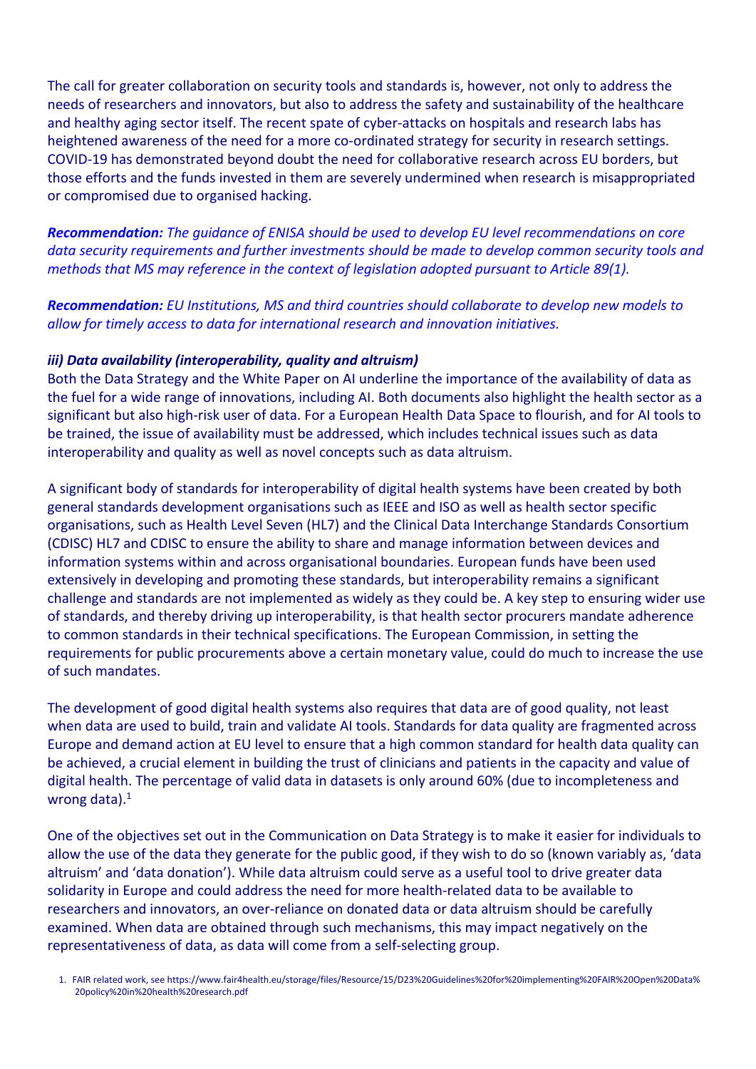The call for greater collaboration on security tools and standards is, however, not only to address the needs of researchers and innovators, but also to address the safety and sustainability of the healthcare and healthy aging sector itself. The recent spate of cyber-attacks on hospitals and research labs has heightened awareness of the need for a more co-ordinated strategy for security in research settings. COVID-19 has demonstrated beyond doubt the need for collaborative research across EU borders, but those efforts and the funds invested in them are severely undermined when research is misappropriated or compromised due to organised hacking.

***Recommendation:*** *The guidance of ENISA should be used to develop EU level recommendations on core data security requirements and further investments should be made to develop common security tools and methods that MS may reference in the context of legislation adopted pursuant to Article 89(1).*

***Recommendation:*** *EU Institutions, MS and third countries should collaborate to develop new models to allow for timely access to data for international research and innovation initiatives.*

***iii) Data availability (interoperability, quality and altruism)***

Both the Data Strategy and the White Paper on AI underline the importance of the availability of data as the fuel for a wide range of innovations, including AI. Both documents also highlight the health sector as a significant but also high-risk user of data. For a European Health Data Space to flourish, and for AI tools to be trained, the issue of availability must be addressed, which includes technical issues such as data interoperability and quality as well as novel concepts such as data altruism.

A significant body of standards for interoperability of digital health systems have been created by both general standards development organisations such as IEEE and ISO as well as health sector specific organisations, such as Health Level Seven (HL7) and the Clinical Data Interchange Standards Consortium (CDISC) HL7 and CDISC to ensure the ability to share and manage information between devices and information systems within and across organisational boundaries. European funds have been used extensively in developing and promoting these standards, but interoperability remains a significant challenge and standards are not implemented as widely as they could be. A key step to ensuring wider use of standards, and thereby driving up interoperability, is that health sector procurers mandate adherence to common standards in their technical specifications. The European Commission, in setting the requirements for public procurements above a certain monetary value, could do much to increase the use of such mandates.

The development of good digital health systems also requires that data are of good quality, not least when data are used to build, train and validate AI tools. Standards for data quality are fragmented across Europe and demand action at EU level to ensure that a high common standard for health data quality can be achieved, a crucial element in building the trust of clinicians and patients in the capacity and value of digital health. The percentage of valid data in datasets is only around 60% (due to incompleteness and wrong data).[1]

One of the objectives set out in the Communication on Data Strategy is to make it easier for individuals to allow the use of the data they generate for the public good, if they wish to do so (known variably as, 'data altruism' and 'data donation'). While data altruism could serve as a useful tool to drive greater data solidarity in Europe and could address the need for more health-related data to be available to researchers and innovators, an over-reliance on donated data or data altruism should be carefully examined. When data are obtained through such mechanisms, this may impact negatively on the representativeness of data, as data will come from a self-selecting group.

1. FAIR related work, see https://www.fair4health.eu/storage/files/Resource/15/D23%20Guidelines%20for%20implementing%20FAIR%20Open%20Data%20policy%20in%20health%20research.pdf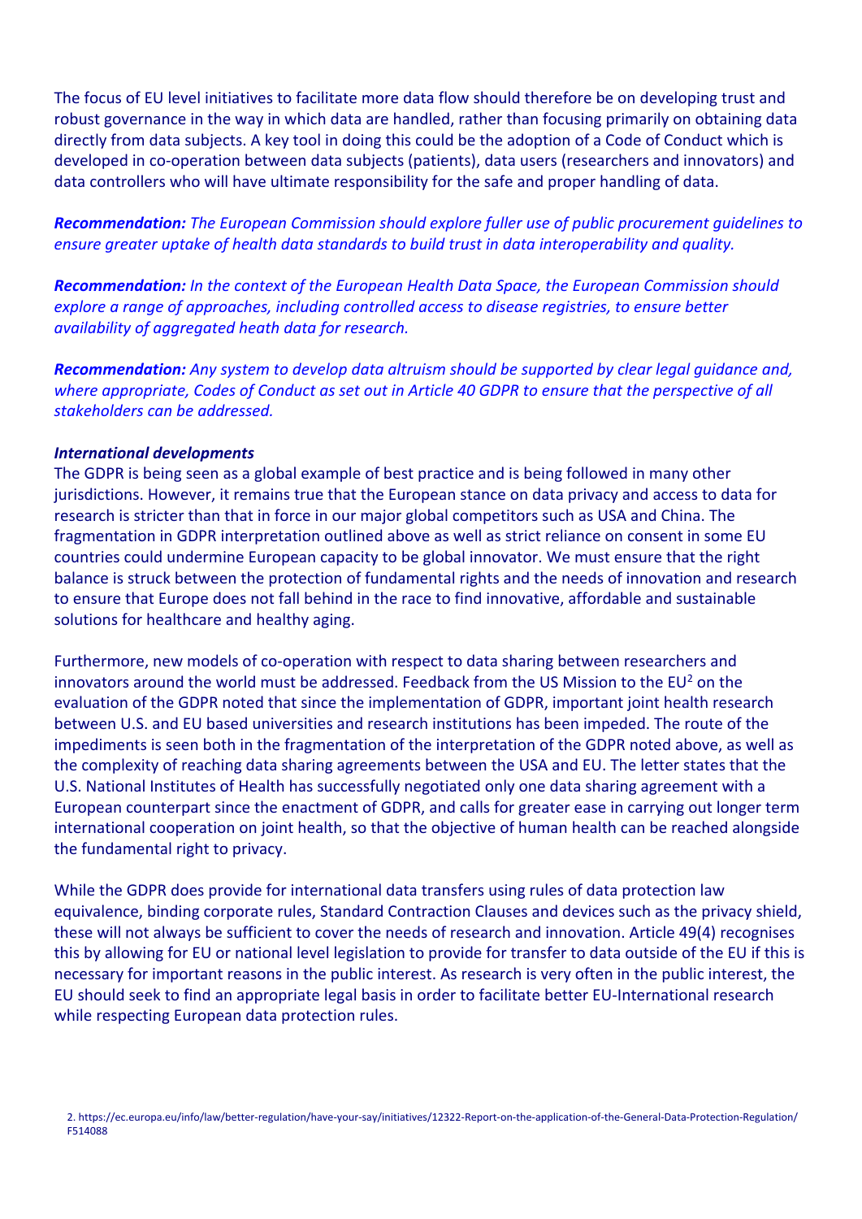The focus of EU level initiatives to facilitate more data flow should therefore be on developing trust and robust governance in the way in which data are handled, rather than focusing primarily on obtaining data directly from data subjects. A key tool in doing this could be the adoption of a Code of Conduct which is developed in co-operation between data subjects (patients), data users (researchers and innovators) and data controllers who will have ultimate responsibility for the safe and proper handling of data.

***Recommendation:*** *The European Commission should explore fuller use of public procurement guidelines to ensure greater uptake of health data standards to build trust in data interoperability and quality.*

***Recommendation:*** *In the context of the European Health Data Space, the European Commission should explore a range of approaches, including controlled access to disease registries, to ensure better availability of aggregated heath data for research.*

***Recommendation:*** *Any system to develop data altruism should be supported by clear legal guidance and, where appropriate, Codes of Conduct as set out in Article 40 GDPR to ensure that the perspective of all stakeholders can be addressed.*

***International developments***

The GDPR is being seen as a global example of best practice and is being followed in many other jurisdictions. However, it remains true that the European stance on data privacy and access to data for research is stricter than that in force in our major global competitors such as USA and China. The fragmentation in GDPR interpretation outlined above as well as strict reliance on consent in some EU countries could undermine European capacity to be global innovator. We must ensure that the right balance is struck between the protection of fundamental rights and the needs of innovation and research to ensure that Europe does not fall behind in the race to find innovative, affordable and sustainable solutions for healthcare and healthy aging.

Furthermore, new models of co-operation with respect to data sharing between researchers and innovators around the world must be addressed. Feedback from the US Mission to the EU[2] on the evaluation of the GDPR noted that since the implementation of GDPR, important joint health research between U.S. and EU based universities and research institutions has been impeded. The route of the impediments is seen both in the fragmentation of the interpretation of the GDPR noted above, as well as the complexity of reaching data sharing agreements between the USA and EU. The letter states that the U.S. National Institutes of Health has successfully negotiated only one data sharing agreement with a European counterpart since the enactment of GDPR, and calls for greater ease in carrying out longer term international cooperation on joint health, so that the objective of human health can be reached alongside the fundamental right to privacy.

While the GDPR does provide for international data transfers using rules of data protection law equivalence, binding corporate rules, Standard Contraction Clauses and devices such as the privacy shield, these will not always be sufficient to cover the needs of research and innovation. Article 49(4) recognises this by allowing for EU or national level legislation to provide for transfer to data outside of the EU if this is necessary for important reasons in the public interest. As research is very often in the public interest, the EU should seek to find an appropriate legal basis in order to facilitate better EU-International research while respecting European data protection rules.

2. https://ec.europa.eu/info/law/better-regulation/have-your-say/initiatives/12322-Report-on-the-application-of-the-General-Data-Protection-Regulation/F514088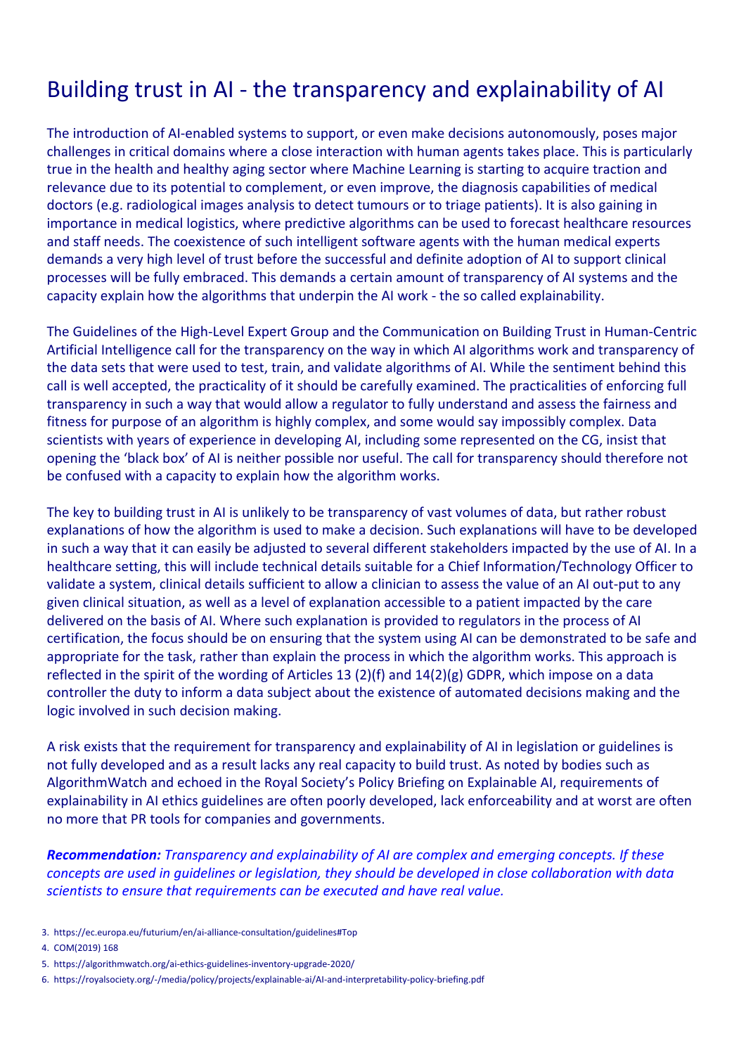# Building trust in AI - the transparency and explainability of AI

The introduction of AI-enabled systems to support, or even make decisions autonomously, poses major challenges in critical domains where a close interaction with human agents takes place. This is particularly true in the health and healthy aging sector where Machine Learning is starting to acquire traction and relevance due to its potential to complement, or even improve, the diagnosis capabilities of medical doctors (e.g. radiological images analysis to detect tumours or to triage patients). It is also gaining in importance in medical logistics, where predictive algorithms can be used to forecast healthcare resources and staff needs. The coexistence of such intelligent software agents with the human medical experts demands a very high level of trust before the successful and definite adoption of AI to support clinical processes will be fully embraced. This demands a certain amount of transparency of AI systems and the capacity explain how the algorithms that underpin the AI work - the so called explainability.

The Guidelines of the High-Level Expert Group and the Communication on Building Trust in Human-Centric Artificial Intelligence call for the transparency on the way in which AI algorithms work and transparency of the data sets that were used to test, train, and validate algorithms of AI. While the sentiment behind this call is well accepted, the practicality of it should be carefully examined. The practicalities of enforcing full transparency in such a way that would allow a regulator to fully understand and assess the fairness and fitness for purpose of an algorithm is highly complex, and some would say impossibly complex. Data scientists with years of experience in developing AI, including some represented on the CG, insist that opening the 'black box' of AI is neither possible nor useful. The call for transparency should therefore not be confused with a capacity to explain how the algorithm works.

The key to building trust in AI is unlikely to be transparency of vast volumes of data, but rather robust explanations of how the algorithm is used to make a decision. Such explanations will have to be developed in such a way that it can easily be adjusted to several different stakeholders impacted by the use of AI. In a healthcare setting, this will include technical details suitable for a Chief Information/Technology Officer to validate a system, clinical details sufficient to allow a clinician to assess the value of an AI out-put to any given clinical situation, as well as a level of explanation accessible to a patient impacted by the care delivered on the basis of AI. Where such explanation is provided to regulators in the process of AI certification, the focus should be on ensuring that the system using AI can be demonstrated to be safe and appropriate for the task, rather than explain the process in which the algorithm works. This approach is reflected in the spirit of the wording of Articles 13 (2)(f) and 14(2)(g) GDPR, which impose on a data controller the duty to inform a data subject about the existence of automated decisions making and the logic involved in such decision making.

A risk exists that the requirement for transparency and explainability of AI in legislation or guidelines is not fully developed and as a result lacks any real capacity to build trust. As noted by bodies such as AlgorithmWatch and echoed in the Royal Society's Policy Briefing on Explainable AI, requirements of explainability in AI ethics guidelines are often poorly developed, lack enforceability and at worst are often no more that PR tools for companies and governments.

***Recommendation:*** *Transparency and explainability of AI are complex and emerging concepts. If these concepts are used in guidelines or legislation, they should be developed in close collaboration with data scientists to ensure that requirements can be executed and have real value.*

3. https://ec.europa.eu/futurium/en/ai-alliance-consultation/guidelines#Top
4. COM(2019) 168
5. https://algorithmwatch.org/ai-ethics-guidelines-inventory-upgrade-2020/
6. https://royalsociety.org/-/media/policy/projects/explainable-ai/AI-and-interpretability-policy-briefing.pdf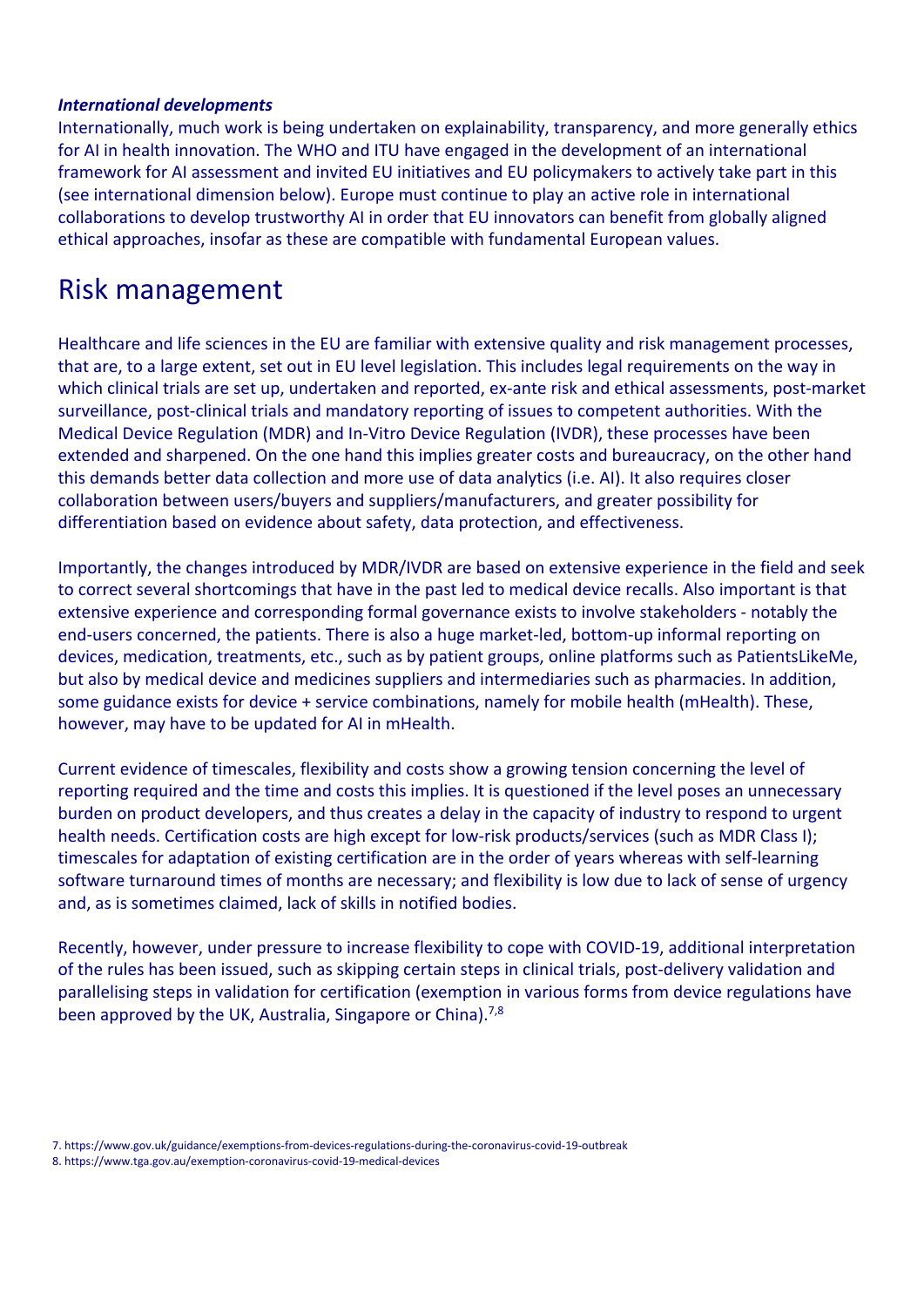***International developments***

Internationally, much work is being undertaken on explainability, transparency, and more generally ethics for AI in health innovation. The WHO and ITU have engaged in the development of an international framework for AI assessment and invited EU initiatives and EU policymakers to actively take part in this (see international dimension below). Europe must continue to play an active role in international collaborations to develop trustworthy AI in order that EU innovators can benefit from globally aligned ethical approaches, insofar as these are compatible with fundamental European values.

# Risk management

Healthcare and life sciences in the EU are familiar with extensive quality and risk management processes, that are, to a large extent, set out in EU level legislation. This includes legal requirements on the way in which clinical trials are set up, undertaken and reported, ex-ante risk and ethical assessments, post-market surveillance, post-clinical trials and mandatory reporting of issues to competent authorities. With the Medical Device Regulation (MDR) and In-Vitro Device Regulation (IVDR), these processes have been extended and sharpened. On the one hand this implies greater costs and bureaucracy, on the other hand this demands better data collection and more use of data analytics (i.e. AI). It also requires closer collaboration between users/buyers and suppliers/manufacturers, and greater possibility for differentiation based on evidence about safety, data protection, and effectiveness.

Importantly, the changes introduced by MDR/IVDR are based on extensive experience in the field and seek to correct several shortcomings that have in the past led to medical device recalls. Also important is that extensive experience and corresponding formal governance exists to involve stakeholders - notably the end-users concerned, the patients. There is also a huge market-led, bottom-up informal reporting on devices, medication, treatments, etc., such as by patient groups, online platforms such as PatientsLikeMe, but also by medical device and medicines suppliers and intermediaries such as pharmacies. In addition, some guidance exists for device + service combinations, namely for mobile health (mHealth). These, however, may have to be updated for AI in mHealth.

Current evidence of timescales, flexibility and costs show a growing tension concerning the level of reporting required and the time and costs this implies. It is questioned if the level poses an unnecessary burden on product developers, and thus creates a delay in the capacity of industry to respond to urgent health needs. Certification costs are high except for low-risk products/services (such as MDR Class I); timescales for adaptation of existing certification are in the order of years whereas with self-learning software turnaround times of months are necessary; and flexibility is low due to lack of sense of urgency and, as is sometimes claimed, lack of skills in notified bodies.

Recently, however, under pressure to increase flexibility to cope with COVID-19, additional interpretation of the rules has been issued, such as skipping certain steps in clinical trials, post-delivery validation and parallelising steps in validation for certification (exemption in various forms from device regulations have been approved by the UK, Australia, Singapore or China).[7,8]

7. https://www.gov.uk/guidance/exemptions-from-devices-regulations-during-the-coronavirus-covid-19-outbreak
8. https://www.tga.gov.au/exemption-coronavirus-covid-19-medical-devices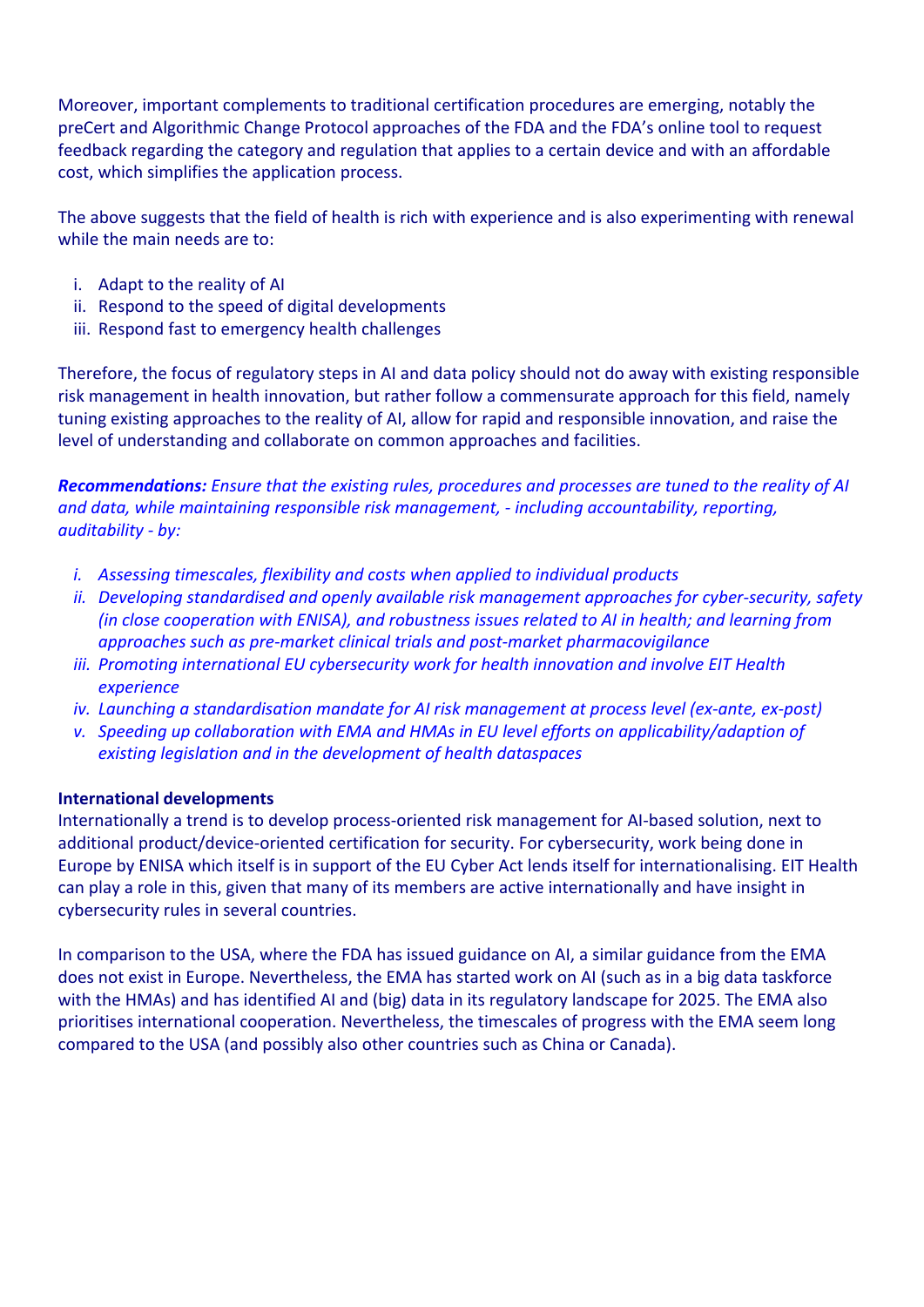Moreover, important complements to traditional certification procedures are emerging, notably the preCert and Algorithmic Change Protocol approaches of the FDA and the FDA's online tool to request feedback regarding the category and regulation that applies to a certain device and with an affordable cost, which simplifies the application process.

The above suggests that the field of health is rich with experience and is also experimenting with renewal while the main needs are to:

i. Adapt to the reality of AI
ii. Respond to the speed of digital developments
iii. Respond fast to emergency health challenges

Therefore, the focus of regulatory steps in AI and data policy should not do away with existing responsible risk management in health innovation, but rather follow a commensurate approach for this field, namely tuning existing approaches to the reality of AI, allow for rapid and responsible innovation, and raise the level of understanding and collaborate on common approaches and facilities.

***Recommendations:*** *Ensure that the existing rules, procedures and processes are tuned to the reality of AI and data, while maintaining responsible risk management, - including accountability, reporting, auditability - by:*

*i. Assessing timescales, flexibility and costs when applied to individual products*
*ii. Developing standardised and openly available risk management approaches for cyber-security, safety (in close cooperation with ENISA), and robustness issues related to AI in health; and learning from approaches such as pre-market clinical trials and post-market pharmacovigilance*
*iii. Promoting international EU cybersecurity work for health innovation and involve EIT Health experience*
*iv. Launching a standardisation mandate for AI risk management at process level (ex-ante, ex-post)*
*v. Speeding up collaboration with EMA and HMAs in EU level efforts on applicability/adaption of existing legislation and in the development of health dataspaces*

**International developments**

Internationally a trend is to develop process-oriented risk management for AI-based solution, next to additional product/device-oriented certification for security. For cybersecurity, work being done in Europe by ENISA which itself is in support of the EU Cyber Act lends itself for internationalising. EIT Health can play a role in this, given that many of its members are active internationally and have insight in cybersecurity rules in several countries.

In comparison to the USA, where the FDA has issued guidance on AI, a similar guidance from the EMA does not exist in Europe. Nevertheless, the EMA has started work on AI (such as in a big data taskforce with the HMAs) and has identified AI and (big) data in its regulatory landscape for 2025. The EMA also prioritises international cooperation. Nevertheless, the timescales of progress with the EMA seem long compared to the USA (and possibly also other countries such as China or Canada).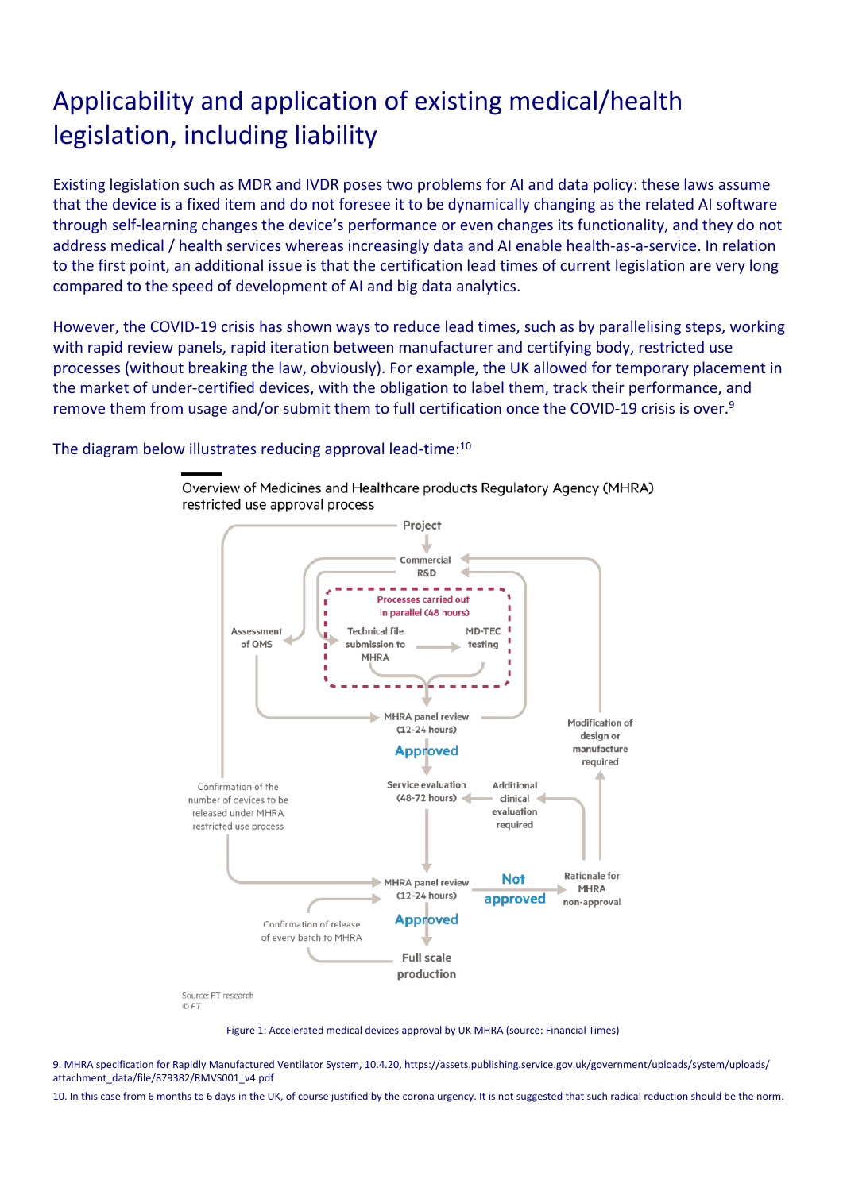# Applicability and application of existing medical/health legislation, including liability

Existing legislation such as MDR and IVDR poses two problems for AI and data policy: these laws assume that the device is a fixed item and do not foresee it to be dynamically changing as the related AI software through self-learning changes the device's performance or even changes its functionality, and they do not address medical / health services whereas increasingly data and AI enable health-as-a-service. In relation to the first point, an additional issue is that the certification lead times of current legislation are very long compared to the speed of development of AI and big data analytics.

However, the COVID-19 crisis has shown ways to reduce lead times, such as by parallelising steps, working with rapid review panels, rapid iteration between manufacturer and certifying body, restricted use processes (without breaking the law, obviously). For example, the UK allowed for temporary placement in the market of under-certified devices, with the obligation to label them, track their performance, and remove them from usage and/or submit them to full certification once the COVID-19 crisis is over.[9]

The diagram below illustrates reducing approval lead-time:[10]

Overview of Medicines and Healthcare products Regulatory Agency (MHRA) restricted use approval process

Project → Commercial R&D → Processes carried out in parallel (48 hours): Technical file submission to MHRA → MD-TEC testing; Assessment of QMS → MHRA panel review (12-24 hours) → Approved → Service evaluation (48-72 hours) → MHRA panel review (12-24 hours) → Approved → Full scale production

Additional clinical evaluation required; Not approved → Rationale for MHRA non-approval → Modification of design or manufacture required; Confirmation of the number of devices to be released under MHRA restricted use process; Confirmation of release of every batch to MHRA

Source: FT research
© FT

Figure 1: Accelerated medical devices approval by UK MHRA (source: Financial Times)

9. MHRA specification for Rapidly Manufactured Ventilator System, 10.4.20, https://assets.publishing.service.gov.uk/government/uploads/system/uploads/attachment_data/file/879382/RMVS001_v4.pdf

10. In this case from 6 months to 6 days in the UK, of course justified by the corona urgency. It is not suggested that such radical reduction should be the norm.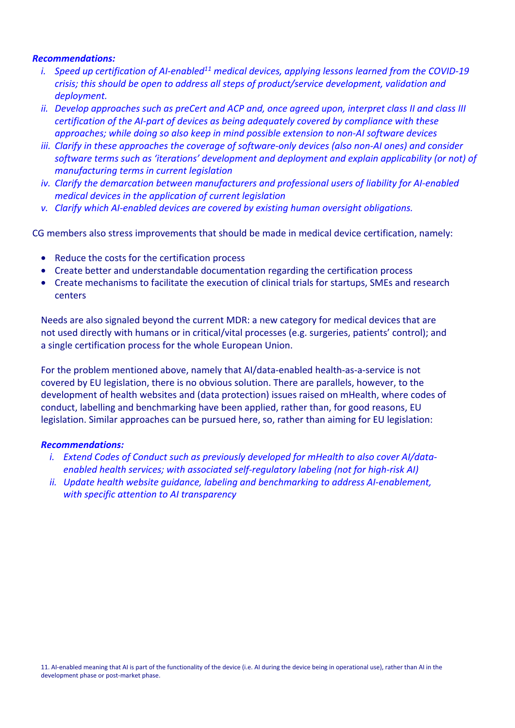***Recommendations:***

*i. Speed up certification of AI-enabled[11] medical devices, applying lessons learned from the COVID-19 crisis; this should be open to address all steps of product/service development, validation and deployment.*

*ii. Develop approaches such as preCert and ACP and, once agreed upon, interpret class II and class III certification of the AI-part of devices as being adequately covered by compliance with these approaches; while doing so also keep in mind possible extension to non-AI software devices*

*iii. Clarify in these approaches the coverage of software-only devices (also non-AI ones) and consider software terms such as 'iterations' development and deployment and explain applicability (or not) of manufacturing terms in current legislation*

*iv. Clarify the demarcation between manufacturers and professional users of liability for AI-enabled medical devices in the application of current legislation*

*v. Clarify which AI-enabled devices are covered by existing human oversight obligations.*

CG members also stress improvements that should be made in medical device certification, namely:

- Reduce the costs for the certification process
- Create better and understandable documentation regarding the certification process
- Create mechanisms to facilitate the execution of clinical trials for startups, SMEs and research centers

Needs are also signaled beyond the current MDR: a new category for medical devices that are not used directly with humans or in critical/vital processes (e.g. surgeries, patients' control); and a single certification process for the whole European Union.

For the problem mentioned above, namely that AI/data-enabled health-as-a-service is not covered by EU legislation, there is no obvious solution. There are parallels, however, to the development of health websites and (data protection) issues raised on mHealth, where codes of conduct, labelling and benchmarking have been applied, rather than, for good reasons, EU legislation. Similar approaches can be pursued here, so, rather than aiming for EU legislation:

***Recommendations:***

*i. Extend Codes of Conduct such as previously developed for mHealth to also cover AI/data-enabled health services; with associated self-regulatory labeling (not for high-risk AI)*

*ii. Update health website guidance, labeling and benchmarking to address AI-enablement, with specific attention to AI transparency*

11. AI-enabled meaning that AI is part of the functionality of the device (i.e. AI during the device being in operational use), rather than AI in the development phase or post-market phase.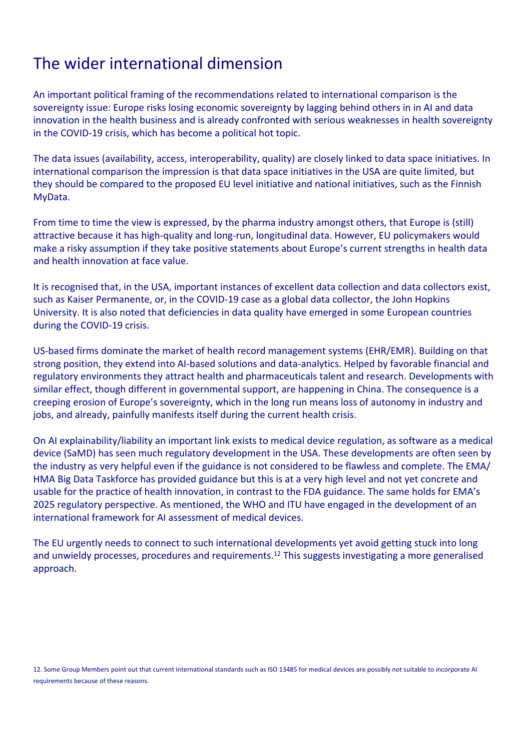# The wider international dimension

An important political framing of the recommendations related to international comparison is the sovereignty issue: Europe risks losing economic sovereignty by lagging behind others in in AI and data innovation in the health business and is already confronted with serious weaknesses in health sovereignty in the COVID-19 crisis, which has become a political hot topic.

The data issues (availability, access, interoperability, quality) are closely linked to data space initiatives. In international comparison the impression is that data space initiatives in the USA are quite limited, but they should be compared to the proposed EU level initiative and national initiatives, such as the Finnish MyData.

From time to time the view is expressed, by the pharma industry amongst others, that Europe is (still) attractive because it has high-quality and long-run, longitudinal data. However, EU policymakers would make a risky assumption if they take positive statements about Europe's current strengths in health data and health innovation at face value.

It is recognised that, in the USA, important instances of excellent data collection and data collectors exist, such as Kaiser Permanente, or, in the COVID-19 case as a global data collector, the John Hopkins University. It is also noted that deficiencies in data quality have emerged in some European countries during the COVID-19 crisis.

US-based firms dominate the market of health record management systems (EHR/EMR). Building on that strong position, they extend into AI-based solutions and data-analytics. Helped by favorable financial and regulatory environments they attract health and pharmaceuticals talent and research. Developments with similar effect, though different in governmental support, are happening in China. The consequence is a creeping erosion of Europe's sovereignty, which in the long run means loss of autonomy in industry and jobs, and already, painfully manifests itself during the current health crisis.

On AI explainability/liability an important link exists to medical device regulation, as software as a medical device (SaMD) has seen much regulatory development in the USA. These developments are often seen by the industry as very helpful even if the guidance is not considered to be flawless and complete. The EMA/HMA Big Data Taskforce has provided guidance but this is at a very high level and not yet concrete and usable for the practice of health innovation, in contrast to the FDA guidance. The same holds for EMA's 2025 regulatory perspective. As mentioned, the WHO and ITU have engaged in the development of an international framework for AI assessment of medical devices.

The EU urgently needs to connect to such international developments yet avoid getting stuck into long and unwieldy processes, procedures and requirements.[12] This suggests investigating a more generalised approach.

12. Some Group Members point out that current international standards such as ISO 13485 for medical devices are possibly not suitable to incorporate AI requirements because of these reasons.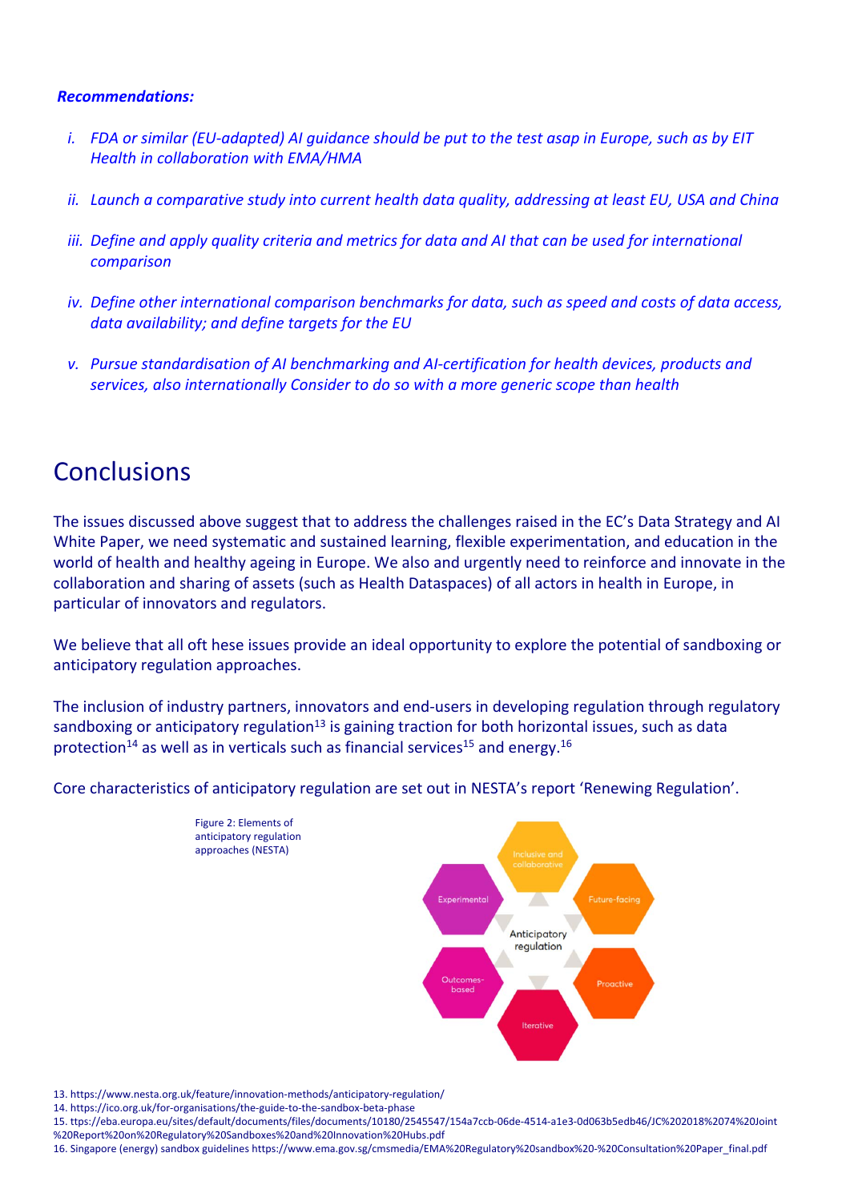***Recommendations:***

*i. FDA or similar (EU-adapted) AI guidance should be put to the test asap in Europe, such as by EIT Health in collaboration with EMA/HMA*

*ii. Launch a comparative study into current health data quality, addressing at least EU, USA and China*

*iii. Define and apply quality criteria and metrics for data and AI that can be used for international comparison*

*iv. Define other international comparison benchmarks for data, such as speed and costs of data access, data availability; and define targets for the EU*

*v. Pursue standardisation of AI benchmarking and AI-certification for health devices, products and services, also internationally Consider to do so with a more generic scope than health*

# Conclusions

The issues discussed above suggest that to address the challenges raised in the EC's Data Strategy and AI White Paper, we need systematic and sustained learning, flexible experimentation, and education in the world of health and healthy ageing in Europe. We also and urgently need to reinforce and innovate in the collaboration and sharing of assets (such as Health Dataspaces) of all actors in health in Europe, in particular of innovators and regulators.

We believe that all oft hese issues provide an ideal opportunity to explore the potential of sandboxing or anticipatory regulation approaches.

The inclusion of industry partners, innovators and end-users in developing regulation through regulatory sandboxing or anticipatory regulation[13] is gaining traction for both horizontal issues, such as data protection[14] as well as in verticals such as financial services[15] and energy.[16]

Core characteristics of anticipatory regulation are set out in NESTA's report 'Renewing Regulation'.

Figure 2: Elements of anticipatory regulation approaches (NESTA)

Anticipatory regulation

- Inclusive and collaborative
- Future-facing
- Proactive
- Iterative
- Outcomes-based
- Experimental

13. https://www.nesta.org.uk/feature/innovation-methods/anticipatory-regulation/
14. https://ico.org.uk/for-organisations/the-guide-to-the-sandbox-beta-phase
15. ttps://eba.europa.eu/sites/default/documents/files/documents/10180/2545547/154a7ccb-06de-4514-a1e3-0d063b5edb46/JC%202018%2074%20Joint%20Report%20on%20Regulatory%20Sandboxes%20and%20Innovation%20Hubs.pdf
16. Singapore (energy) sandbox guidelines https://www.ema.gov.sg/cmsmedia/EMA%20Regulatory%20sandbox%20-%20Consultation%20Paper_final.pdf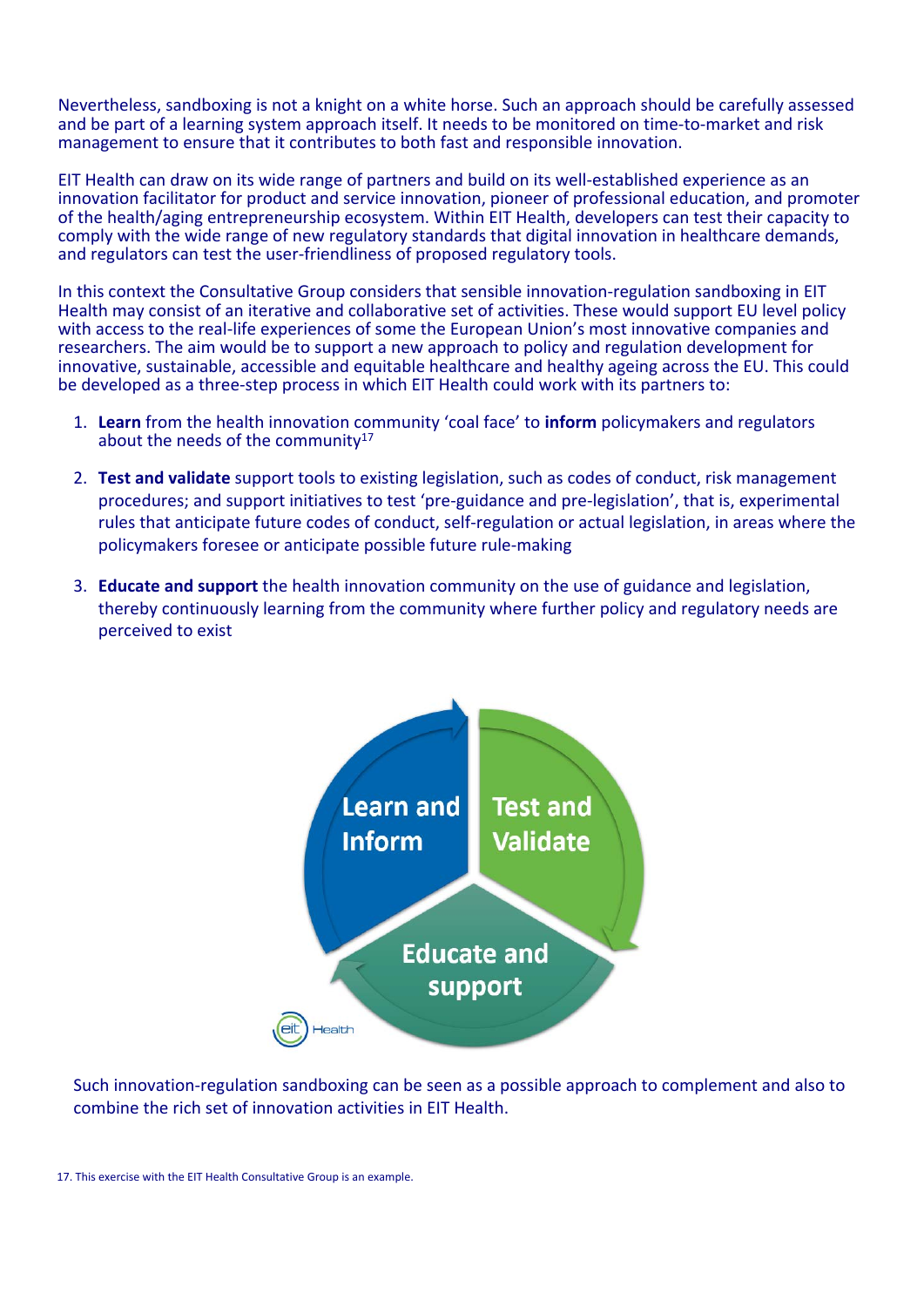Nevertheless, sandboxing is not a knight on a white horse. Such an approach should be carefully assessed and be part of a learning system approach itself. It needs to be monitored on time-to-market and risk management to ensure that it contributes to both fast and responsible innovation.

EIT Health can draw on its wide range of partners and build on its well-established experience as an innovation facilitator for product and service innovation, pioneer of professional education, and promoter of the health/aging entrepreneurship ecosystem. Within EIT Health, developers can test their capacity to comply with the wide range of new regulatory standards that digital innovation in healthcare demands, and regulators can test the user-friendliness of proposed regulatory tools.

In this context the Consultative Group considers that sensible innovation-regulation sandboxing in EIT Health may consist of an iterative and collaborative set of activities. These would support EU level policy with access to the real-life experiences of some the European Union's most innovative companies and researchers. The aim would be to support a new approach to policy and regulation development for innovative, sustainable, accessible and equitable healthcare and healthy ageing across the EU. This could be developed as a three-step process in which EIT Health could work with its partners to:

1. **Learn** from the health innovation community 'coal face' to **inform** policymakers and regulators about the needs of the community[17]
2. **Test and validate** support tools to existing legislation, such as codes of conduct, risk management procedures; and support initiatives to test 'pre-guidance and pre-legislation', that is, experimental rules that anticipate future codes of conduct, self-regulation or actual legislation, in areas where the policymakers foresee or anticipate possible future rule-making
3. **Educate and support** the health innovation community on the use of guidance and legislation, thereby continuously learning from the community where further policy and regulatory needs are perceived to exist

Learn and Inform — Test and Validate — Educate and support

Such innovation-regulation sandboxing can be seen as a possible approach to complement and also to combine the rich set of innovation activities in EIT Health.

17. This exercise with the EIT Health Consultative Group is an example.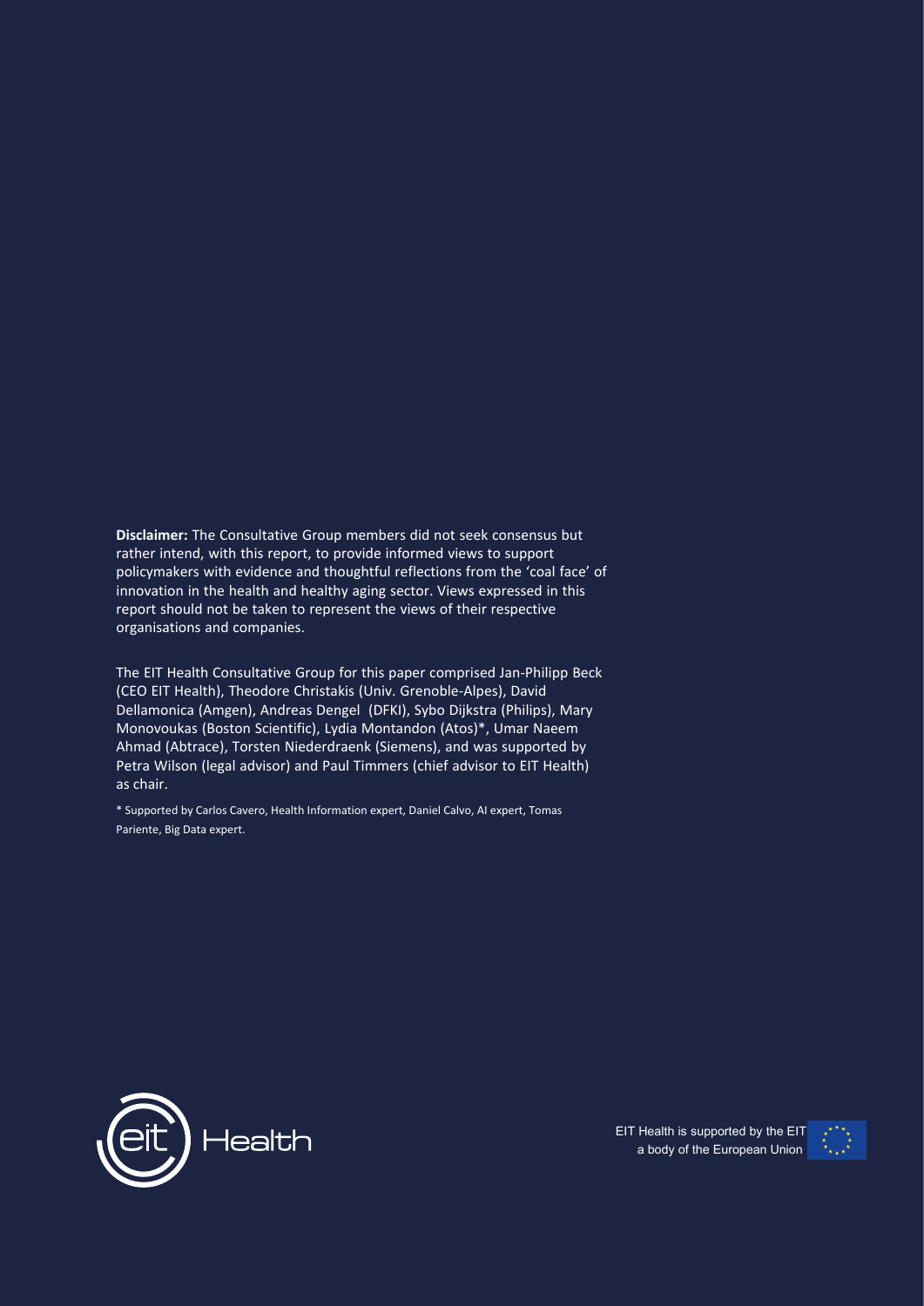**Disclaimer:** The Consultative Group members did not seek consensus but rather intend, with this report, to provide informed views to support policymakers with evidence and thoughtful reflections from the 'coal face' of innovation in the health and healthy aging sector. Views expressed in this report should not be taken to represent the views of their respective organisations and companies.

The EIT Health Consultative Group for this paper comprised Jan-Philipp Beck (CEO EIT Health), Theodore Christakis (Univ. Grenoble-Alpes), David Dellamonica (Amgen), Andreas Dengel (DFKI), Sybo Dijkstra (Philips), Mary Monovoukas (Boston Scientific), Lydia Montandon (Atos)*, Umar Naeem Ahmad (Abtrace), Torsten Niederdraenk (Siemens), and was supported by Petra Wilson (legal advisor) and Paul Timmers (chief advisor to EIT Health) as chair.

* Supported by Carlos Cavero, Health Information expert, Daniel Calvo, AI expert, Tomas Pariente, Big Data expert.

EIT Health

EIT Health is supported by the EIT
a body of the European Union